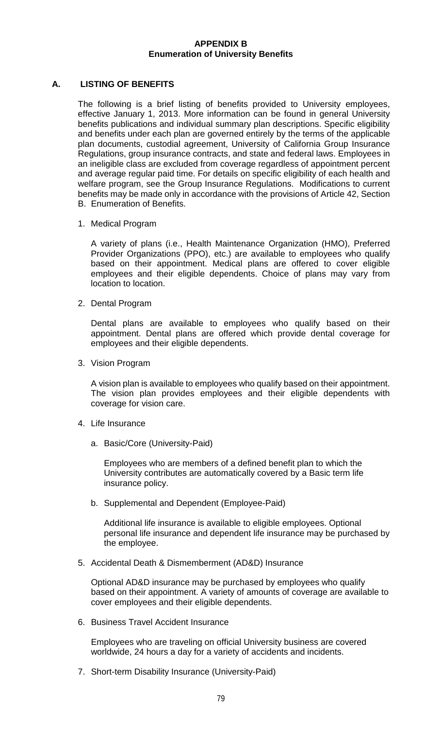# APPENDIX B
## Enumeration of University Benefits

### A. LISTING OF BENEFITS

The following is a brief listing of benefits provided to University employees, effective January 1, 2013. More information can be found in general University benefits publications and individual summary plan descriptions. Specific eligibility and benefits under each plan are governed entirely by the terms of the applicable plan documents, custodial agreement, University of California Group Insurance Regulations, group insurance contracts, and state and federal laws. Employees in an ineligible class are excluded from coverage regardless of appointment percent and average regular paid time. For details on specific eligibility of each health and welfare program, see the Group Insurance Regulations. Modifications to current benefits may be made only in accordance with the provisions of Article 42, Section B. Enumeration of Benefits.

1. Medical Program

   A variety of plans (i.e., Health Maintenance Organization (HMO), Preferred Provider Organizations (PPO), etc.) are available to employees who qualify based on their appointment. Medical plans are offered to cover eligible employees and their eligible dependents. Choice of plans may vary from location to location.

2. Dental Program

   Dental plans are available to employees who qualify based on their appointment. Dental plans are offered which provide dental coverage for employees and their eligible dependents.

3. Vision Program

   A vision plan is available to employees who qualify based on their appointment. The vision plan provides employees and their eligible dependents with coverage for vision care.

4. Life Insurance

   a. Basic/Core (University-Paid)

      Employees who are members of a defined benefit plan to which the University contributes are automatically covered by a Basic term life insurance policy.

   b. Supplemental and Dependent (Employee-Paid)

      Additional life insurance is available to eligible employees. Optional personal life insurance and dependent life insurance may be purchased by the employee.

5. Accidental Death & Dismemberment (AD&D) Insurance

   Optional AD&D insurance may be purchased by employees who qualify based on their appointment. A variety of amounts of coverage are available to cover employees and their eligible dependents.

6. Business Travel Accident Insurance

   Employees who are traveling on official University business are covered worldwide, 24 hours a day for a variety of accidents and incidents.

7. Short-term Disability Insurance (University-Paid)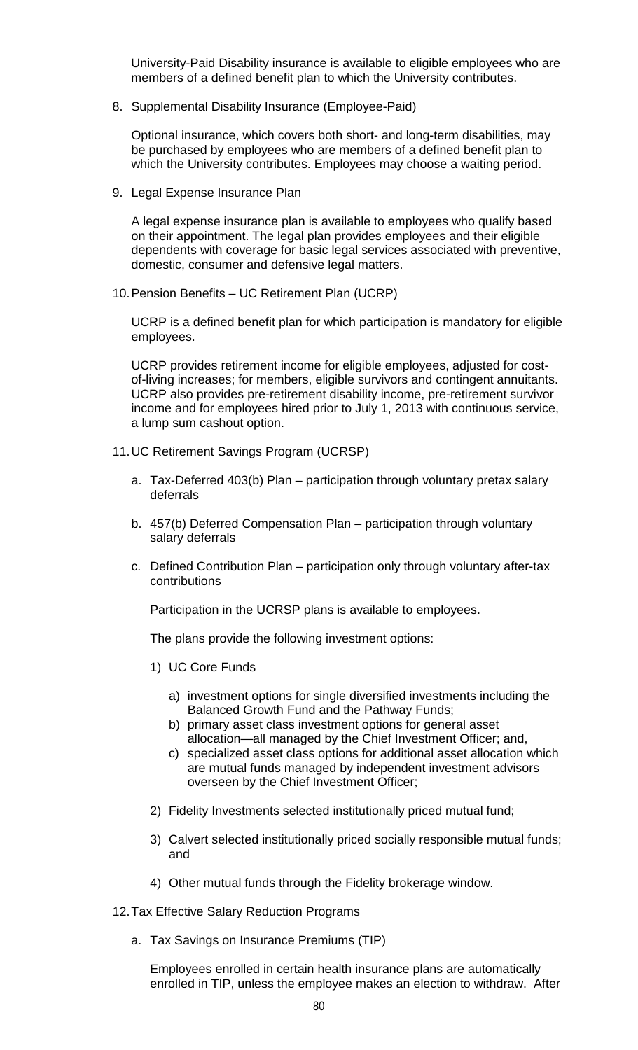University-Paid Disability insurance is available to eligible employees who are members of a defined benefit plan to which the University contributes.

8. Supplemental Disability Insurance (Employee-Paid)

   Optional insurance, which covers both short- and long-term disabilities, may be purchased by employees who are members of a defined benefit plan to which the University contributes. Employees may choose a waiting period.

9. Legal Expense Insurance Plan

   A legal expense insurance plan is available to employees who qualify based on their appointment. The legal plan provides employees and their eligible dependents with coverage for basic legal services associated with preventive, domestic, consumer and defensive legal matters.

10. Pension Benefits – UC Retirement Plan (UCRP)

    UCRP is a defined benefit plan for which participation is mandatory for eligible employees.

    UCRP provides retirement income for eligible employees, adjusted for cost-of-living increases; for members, eligible survivors and contingent annuitants. UCRP also provides pre-retirement disability income, pre-retirement survivor income and for employees hired prior to July 1, 2013 with continuous service, a lump sum cashout option.

11. UC Retirement Savings Program (UCRSP)

    a. Tax-Deferred 403(b) Plan – participation through voluntary pretax salary deferrals

    b. 457(b) Deferred Compensation Plan – participation through voluntary salary deferrals

    c. Defined Contribution Plan – participation only through voluntary after-tax contributions

       Participation in the UCRSP plans is available to employees.

       The plans provide the following investment options:

       1) UC Core Funds

          a) investment options for single diversified investments including the Balanced Growth Fund and the Pathway Funds;
          b) primary asset class investment options for general asset allocation—all managed by the Chief Investment Officer; and,
          c) specialized asset class options for additional asset allocation which are mutual funds managed by independent investment advisors overseen by the Chief Investment Officer;

       2) Fidelity Investments selected institutionally priced mutual fund;

       3) Calvert selected institutionally priced socially responsible mutual funds; and

       4) Other mutual funds through the Fidelity brokerage window.

12. Tax Effective Salary Reduction Programs

    a. Tax Savings on Insurance Premiums (TIP)

       Employees enrolled in certain health insurance plans are automatically enrolled in TIP, unless the employee makes an election to withdraw. After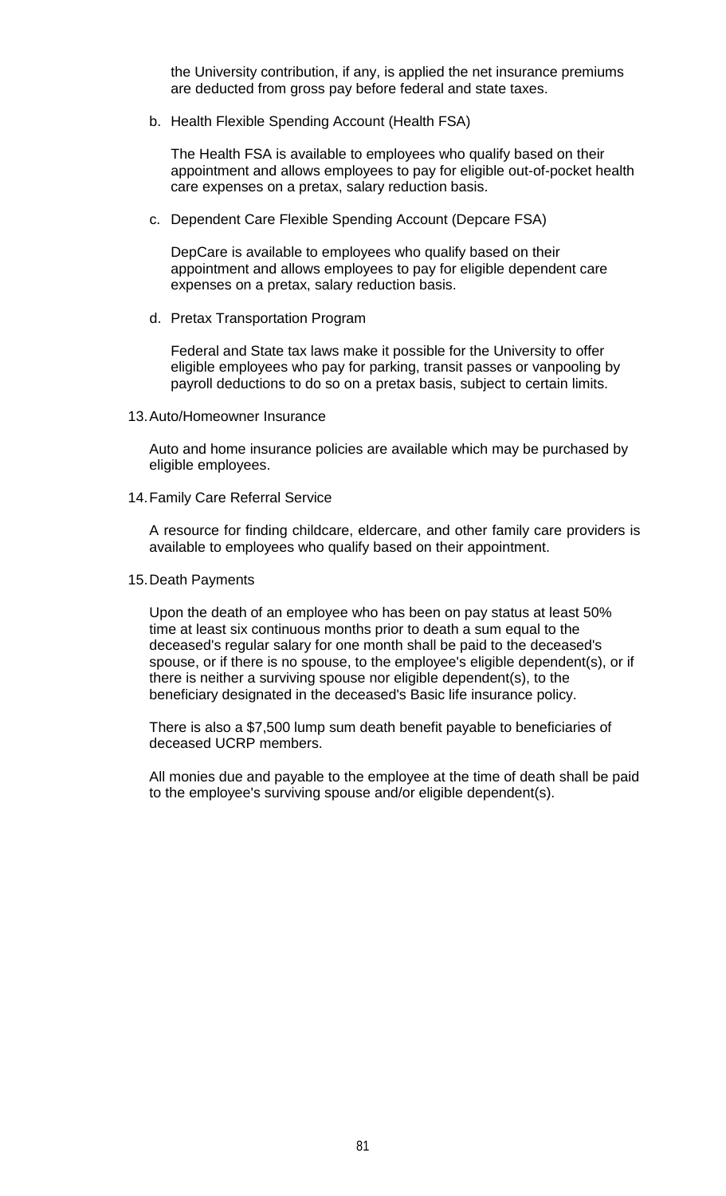the University contribution, if any, is applied the net insurance premiums are deducted from gross pay before federal and state taxes.

b. Health Flexible Spending Account (Health FSA)

   The Health FSA is available to employees who qualify based on their appointment and allows employees to pay for eligible out-of-pocket health care expenses on a pretax, salary reduction basis.

c. Dependent Care Flexible Spending Account (Depcare FSA)

   DepCare is available to employees who qualify based on their appointment and allows employees to pay for eligible dependent care expenses on a pretax, salary reduction basis.

d. Pretax Transportation Program

   Federal and State tax laws make it possible for the University to offer eligible employees who pay for parking, transit passes or vanpooling by payroll deductions to do so on a pretax basis, subject to certain limits.

13. Auto/Homeowner Insurance

    Auto and home insurance policies are available which may be purchased by eligible employees.

14. Family Care Referral Service

    A resource for finding childcare, eldercare, and other family care providers is available to employees who qualify based on their appointment.

15. Death Payments

    Upon the death of an employee who has been on pay status at least 50% time at least six continuous months prior to death a sum equal to the deceased's regular salary for one month shall be paid to the deceased's spouse, or if there is no spouse, to the employee's eligible dependent(s), or if there is neither a surviving spouse nor eligible dependent(s), to the beneficiary designated in the deceased's Basic life insurance policy.

    There is also a $7,500 lump sum death benefit payable to beneficiaries of deceased UCRP members.

    All monies due and payable to the employee at the time of death shall be paid to the employee's surviving spouse and/or eligible dependent(s).